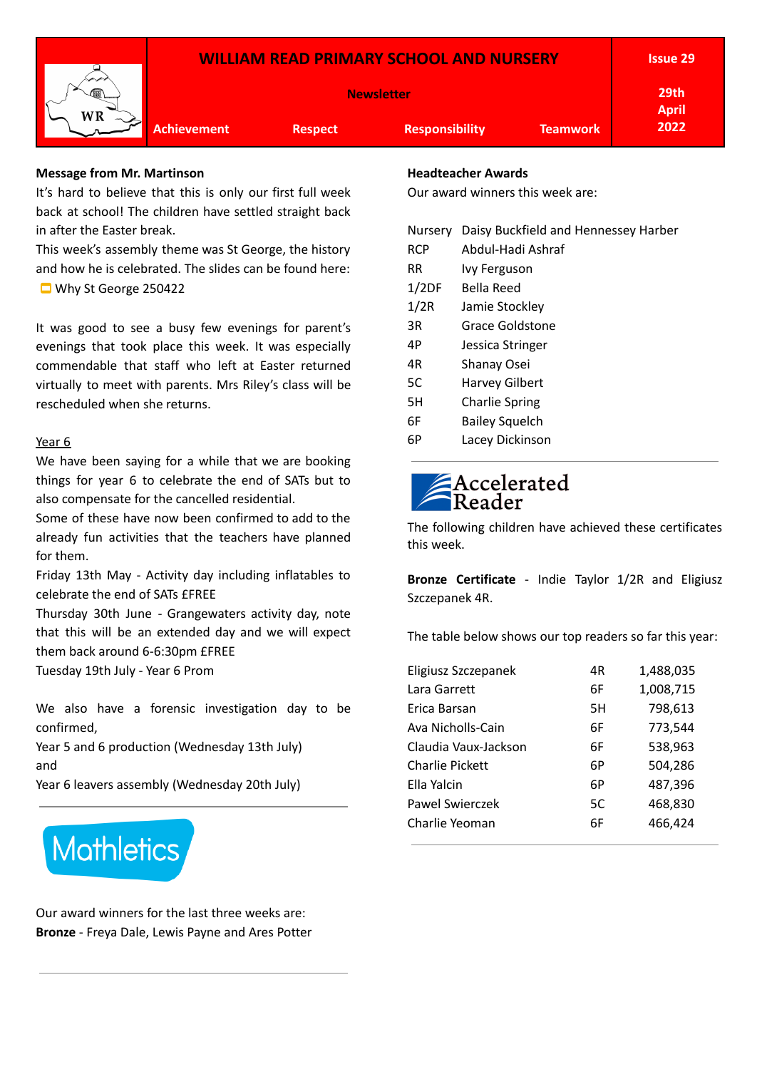# WILLIAM READ PRIMARY SCHOOL AND NURSERY

**Newsletter**

**Issue 29**

**29th April 2022**

**Achievement** | **Respect** | **Responsibility** | **Teamwork**

**Message from Mr. Martinson**

It's hard to believe that this is only our first full week back at school! The children have settled straight back in after the Easter break.

This week's assembly theme was St George, the history and how he is celebrated. The slides can be found here: Why St George 250422

It was good to see a busy few evenings for parent's evenings that took place this week. It was especially commendable that staff who left at Easter returned virtually to meet with parents. Mrs Riley's class will be rescheduled when she returns.

Year 6

We have been saying for a while that we are booking things for year 6 to celebrate the end of SATs but to also compensate for the cancelled residential.

Some of these have now been confirmed to add to the already fun activities that the teachers have planned for them.

Friday 13th May - Activity day including inflatables to celebrate the end of SATs £FREE

Thursday 30th June - Grangewaters activity day, note that this will be an extended day and we will expect them back around 6-6:30pm £FREE

Tuesday 19th July - Year 6 Prom

We also have a forensic investigation day to be confirmed,

Year 5 and 6 production (Wednesday 13th July)

and

Year 6 leavers assembly (Wednesday 20th July)

---

## Mathletics

Our award winners for the last three weeks are:

**Bronze** - Freya Dale, Lewis Payne and Ares Potter

---

**Headteacher Awards**

Our award winners this week are:

| Class | Winner |
|---|---|
| Nursery | Daisy Buckfield and Hennessey Harber |
| RCP | Abdul-Hadi Ashraf |
| RR | Ivy Ferguson |
| 1/2DF | Bella Reed |
| 1/2R | Jamie Stockley |
| 3R | Grace Goldstone |
| 4P | Jessica Stringer |
| 4R | Shanay Osei |
| 5C | Harvey Gilbert |
| 5H | Charlie Spring |
| 6F | Bailey Squelch |
| 6P | Lacey Dickinson |

---

## Accelerated Reader

The following children have achieved these certificates this week.

**Bronze Certificate** - Indie Taylor 1/2R and Eligiusz Szczepanek 4R.

The table below shows our top readers so far this year:

| Name | Class | Words |
|---|---|---|
| Eligiusz Szczepanek | 4R | 1,488,035 |
| Lara Garrett | 6F | 1,008,715 |
| Erica Barsan | 5H | 798,613 |
| Ava Nicholls-Cain | 6F | 773,544 |
| Claudia Vaux-Jackson | 6F | 538,963 |
| Charlie Pickett | 6P | 504,286 |
| Ella Yalcin | 6P | 487,396 |
| Pawel Swierczek | 5C | 468,830 |
| Charlie Yeoman | 6F | 466,424 |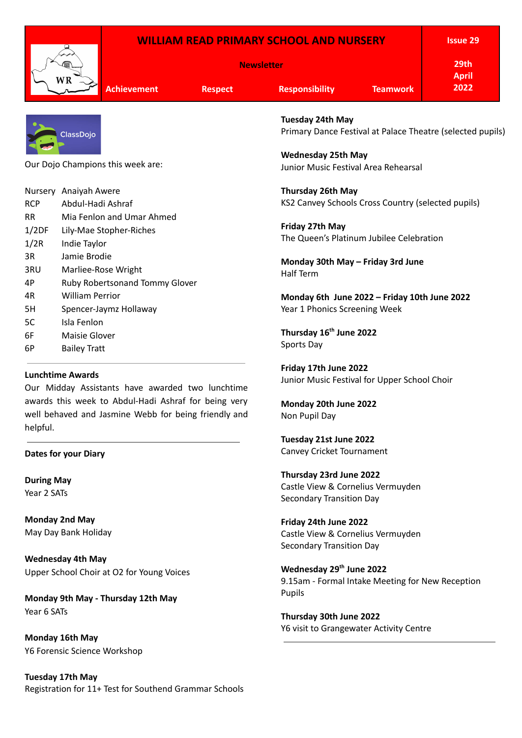| WILLIAM READ PRIMARY SCHOOL AND NURSERY | Issue 29 |
|---|---|
| Newsletter | 29th April 2022 |
| Achievement Respect Responsibility Teamwork | |

ClassDojo

Our Dojo Champions this week are:

| | |
|---|---|
| Nursery | Anaiyah Awere |
| RCP | Abdul-Hadi Ashraf |
| RR | Mia Fenlon and Umar Ahmed |
| 1/2DF | Lily-Mae Stopher-Riches |
| 1/2R | Indie Taylor |
| 3R | Jamie Brodie |
| 3RU | Marliee-Rose Wright |
| 4P | Ruby Robertsonand Tommy Glover |
| 4R | William Perrior |
| 5H | Spencer-Jaymz Hollaway |
| 5C | Isla Fenlon |
| 6F | Maisie Glover |
| 6P | Bailey Tratt |

**Lunchtime Awards**

Our Midday Assistants have awarded two lunchtime awards this week to Abdul-Hadi Ashraf for being very well behaved and Jasmine Webb for being friendly and helpful.

**Dates for your Diary**

**During May**
Year 2 SATs

**Monday 2nd May**
May Day Bank Holiday

**Wednesday 4th May**
Upper School Choir at O2 for Young Voices

**Monday 9th May - Thursday 12th May**
Year 6 SATs

**Monday 16th May**
Y6 Forensic Science Workshop

**Tuesday 17th May**
Registration for 11+ Test for Southend Grammar Schools

**Tuesday 24th May**
Primary Dance Festival at Palace Theatre (selected pupils)

**Wednesday 25th May**
Junior Music Festival Area Rehearsal

**Thursday 26th May**
KS2 Canvey Schools Cross Country (selected pupils)

**Friday 27th May**
The Queen's Platinum Jubilee Celebration

**Monday 30th May – Friday 3rd June**
Half Term

**Monday 6th June 2022 – Friday 10th June 2022**
Year 1 Phonics Screening Week

**Thursday 16th June 2022**
Sports Day

**Friday 17th June 2022**
Junior Music Festival for Upper School Choir

**Monday 20th June 2022**
Non Pupil Day

**Tuesday 21st June 2022**
Canvey Cricket Tournament

**Thursday 23rd June 2022**
Castle View & Cornelius Vermuyden Secondary Transition Day

**Friday 24th June 2022**
Castle View & Cornelius Vermuyden Secondary Transition Day

**Wednesday 29th June 2022**
9.15am - Formal Intake Meeting for New Reception Pupils

**Thursday 30th June 2022**
Y6 visit to Grangewater Activity Centre